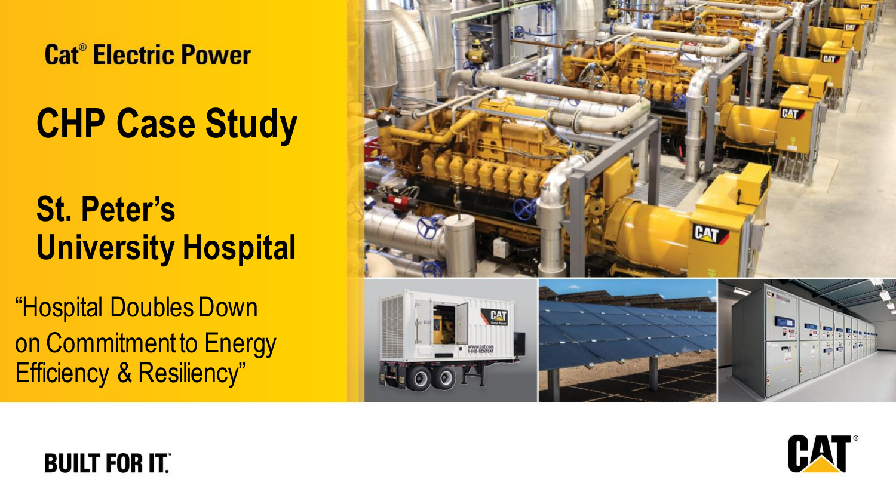Cat® Electric Power

# CHP Case Study

## St. Peter's University Hospital

"Hospital Doubles Down on Commitment to Energy Efficiency & Resiliency"

BUILT FOR IT.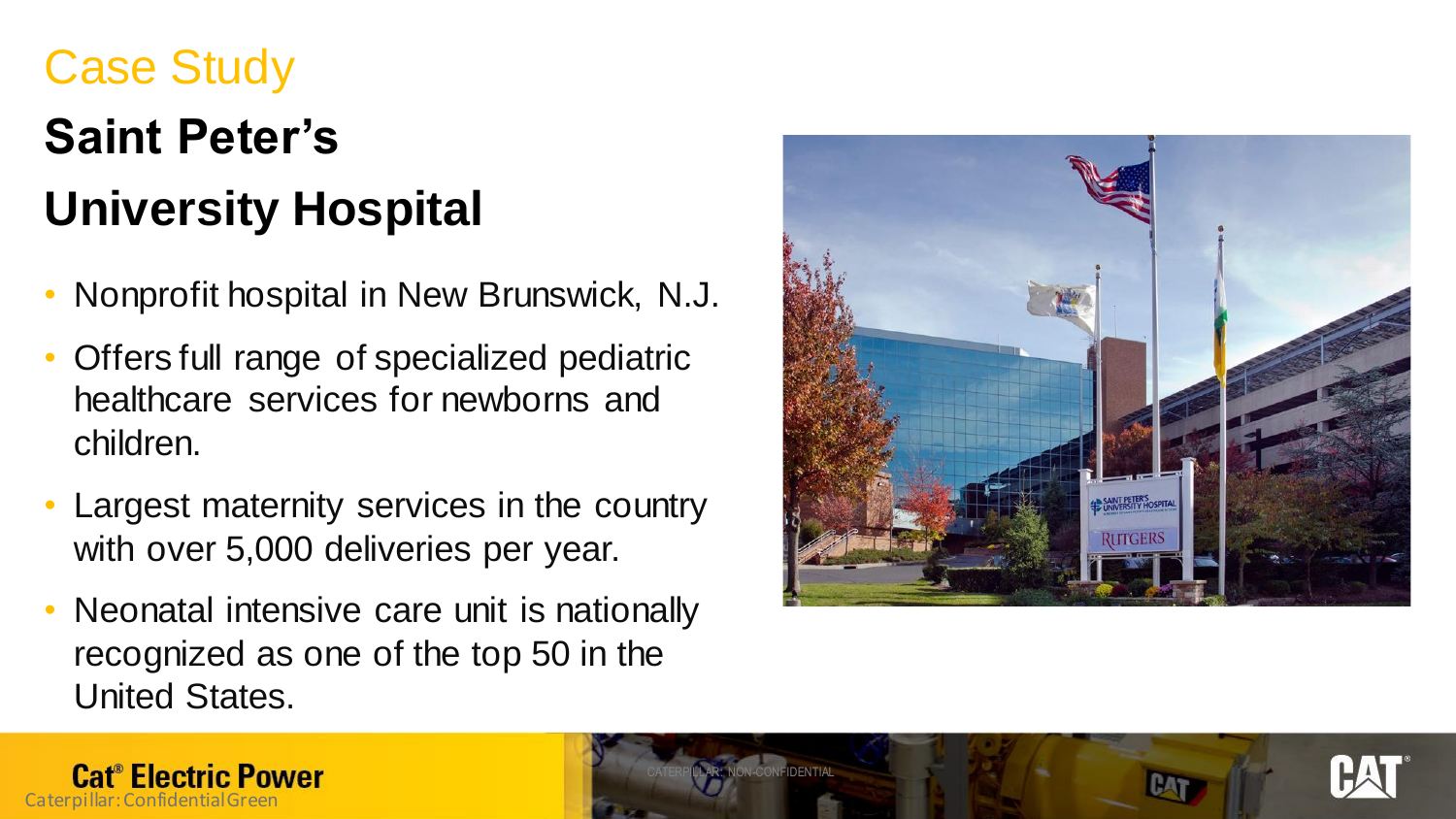Case Study

# Saint Peter's University Hospital

- Nonprofit hospital in New Brunswick, N.J.
- Offers full range of specialized pediatric healthcare services for newborns and children.
- Largest maternity services in the country with over 5,000 deliveries per year.
- Neonatal intensive care unit is nationally recognized as one of the top 50 in the United States.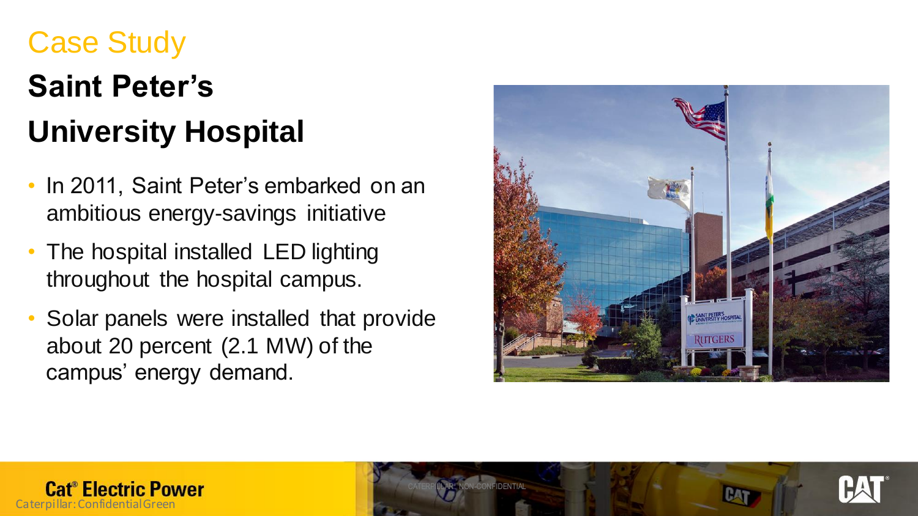Case Study

# Saint Peter's University Hospital

- In 2011, Saint Peter's embarked on an ambitious energy-savings initiative
- The hospital installed LED lighting throughout the hospital campus.
- Solar panels were installed that provide about 20 percent (2.1 MW) of the campus' energy demand.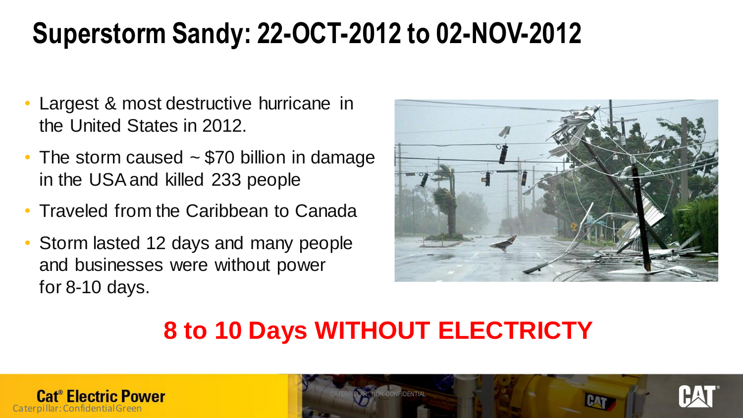# Superstorm Sandy: 22-OCT-2012 to 02-NOV-2012

- Largest & most destructive hurricane in the United States in 2012.
- The storm caused ~ $70 billion in damage in the USA and killed 233 people
- Traveled from the Caribbean to Canada
- Storm lasted 12 days and many people and businesses were without power for 8-10 days.

**8 to 10 Days WITHOUT ELECTRICTY**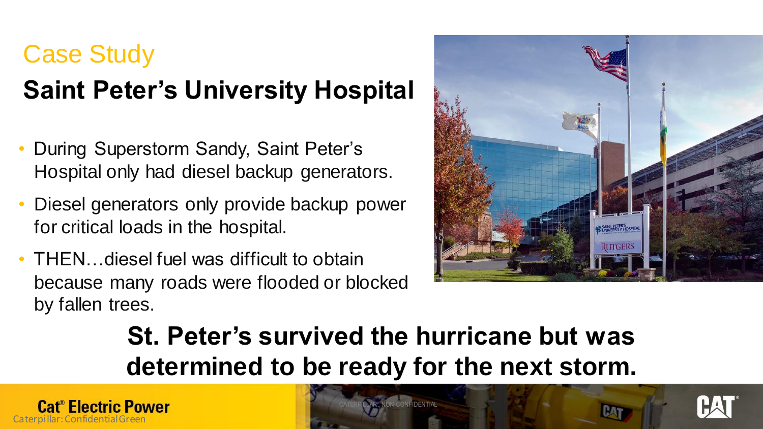## Case Study

# Saint Peter's University Hospital

- During Superstorm Sandy, Saint Peter's Hospital only had diesel backup generators.
- Diesel generators only provide backup power for critical loads in the hospital.
- THEN…diesel fuel was difficult to obtain because many roads were flooded or blocked by fallen trees.

**St. Peter's survived the hurricane but was determined to be ready for the next storm.**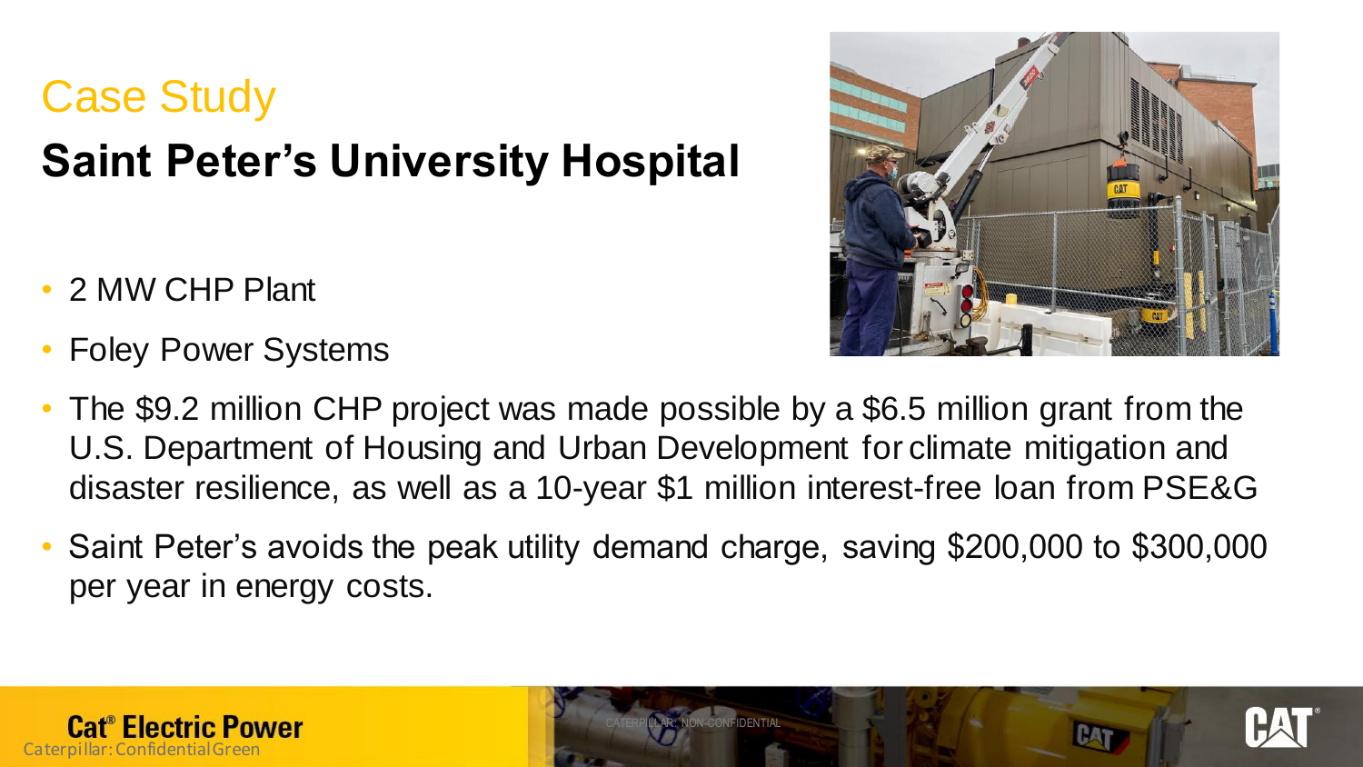Case Study

# Saint Peter's University Hospital

- 2 MW CHP Plant
- Foley Power Systems
- The $9.2 million CHP project was made possible by a $6.5 million grant from the U.S. Department of Housing and Urban Development for climate mitigation and disaster resilience, as well as a 10-year $1 million interest-free loan from PSE&G
- Saint Peter's avoids the peak utility demand charge, saving $200,000 to $300,000 per year in energy costs.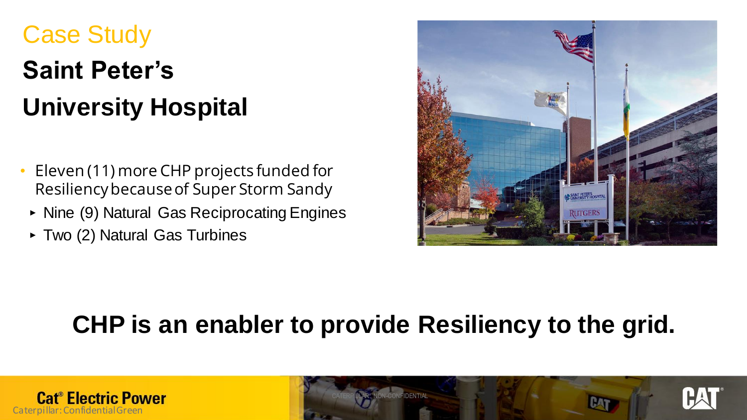Case Study

# Saint Peter's University Hospital

- Eleven (11) more CHP projects funded for Resiliency because of Super Storm Sandy
  - Nine (9) Natural Gas Reciprocating Engines
  - Two (2) Natural Gas Turbines

**CHP is an enabler to provide Resiliency to the grid.**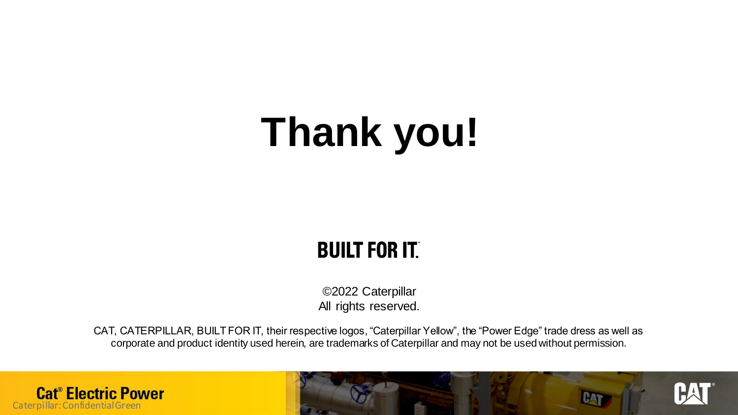# Thank you!

**BUILT FOR IT.**

©2022 Caterpillar
All rights reserved.

CAT, CATERPILLAR, BUILT FOR IT, their respective logos, "Caterpillar Yellow", the "Power Edge" trade dress as well as corporate and product identity used herein, are trademarks of Caterpillar and may not be used without permission.